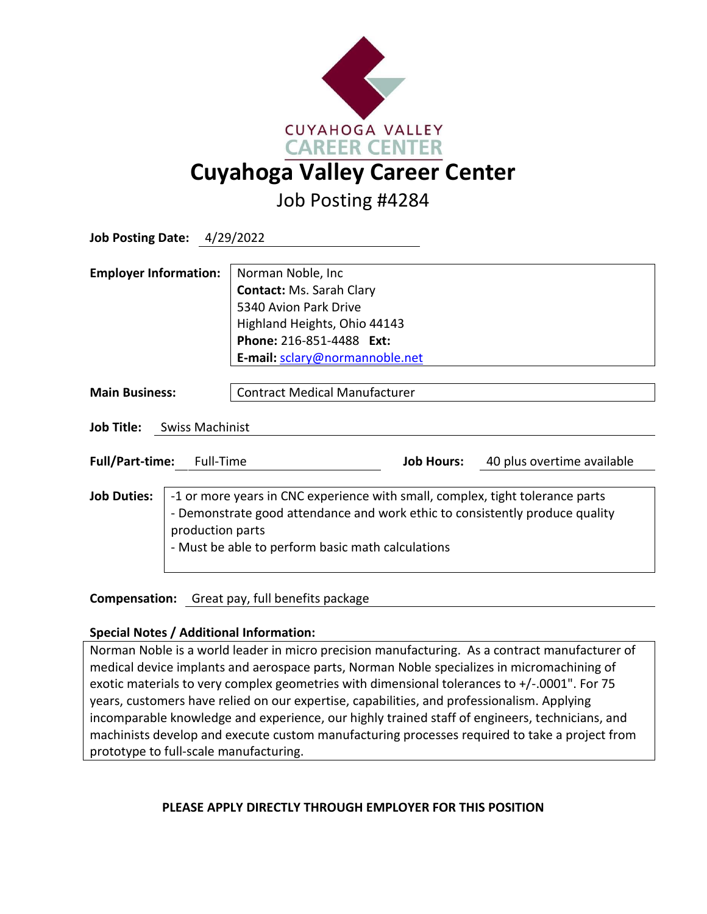CUYAHOGA VALLEY CAREER CENTER

# Cuyahoga Valley Career Center

## Job Posting #4284

**Job Posting Date:** 4/29/2022

**Employer Information:**
Norman Noble, Inc
**Contact:** Ms. Sarah Clary
5340 Avion Park Drive
Highland Heights, Ohio 44143
**Phone:** 216-851-4488 **Ext:**
**E-mail:** sclary@normannoble.net

**Main Business:** Contract Medical Manufacturer

**Job Title:** Swiss Machinist

**Full/Part-time:** Full-Time **Job Hours:** 40 plus overtime available

**Job Duties:**
-1 or more years in CNC experience with small, complex, tight tolerance parts
- Demonstrate good attendance and work ethic to consistently produce quality production parts
- Must be able to perform basic math calculations

**Compensation:** Great pay, full benefits package

**Special Notes / Additional Information:**

Norman Noble is a world leader in micro precision manufacturing. As a contract manufacturer of medical device implants and aerospace parts, Norman Noble specializes in micromachining of exotic materials to very complex geometries with dimensional tolerances to +/-.0001". For 75 years, customers have relied on our expertise, capabilities, and professionalism. Applying incomparable knowledge and experience, our highly trained staff of engineers, technicians, and machinists develop and execute custom manufacturing processes required to take a project from prototype to full-scale manufacturing.

**PLEASE APPLY DIRECTLY THROUGH EMPLOYER FOR THIS POSITION**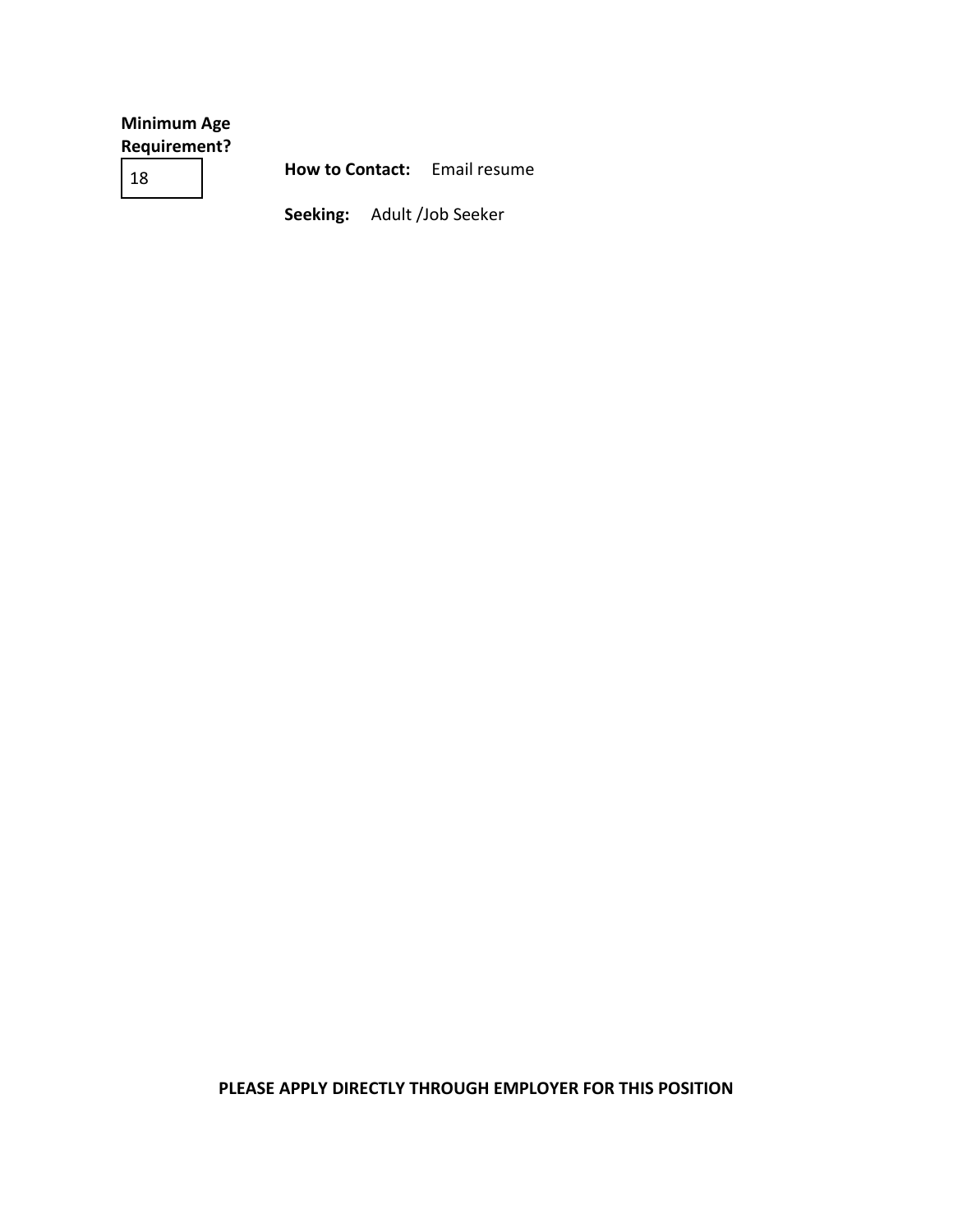**Minimum Age Requirement?**

18

**How to Contact:** Email resume

**Seeking:** Adult /Job Seeker

**PLEASE APPLY DIRECTLY THROUGH EMPLOYER FOR THIS POSITION**